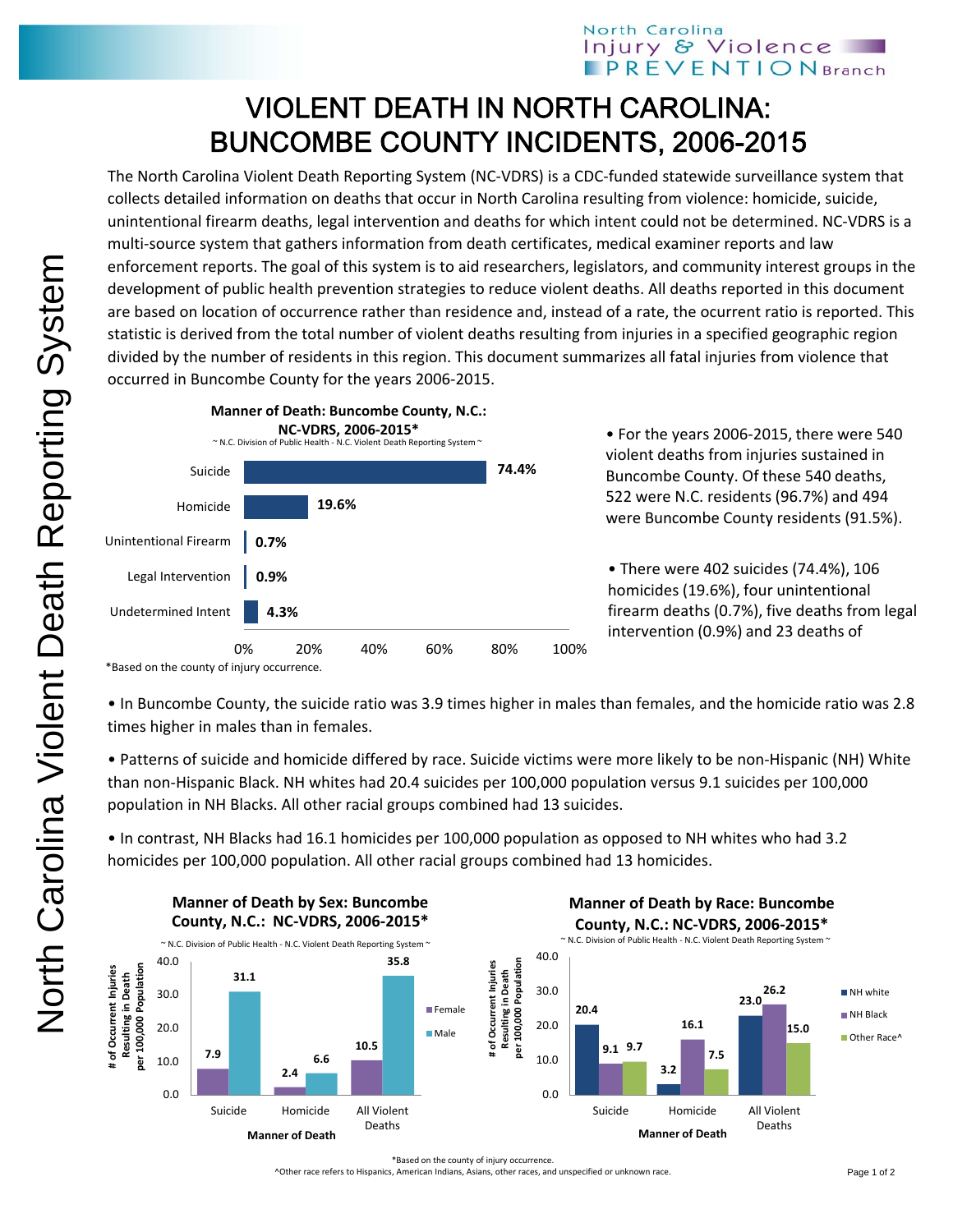# VIOLENT DEATH IN NORTH CAROLINA: BUNCOMBE COUNTY INCIDENTS, 2006-2015

The North Carolina Violent Death Reporting System (NC-VDRS) is a CDC-funded statewide surveillance system that collects detailed information on deaths that occur in North Carolina resulting from violence: homicide, suicide, unintentional firearm deaths, legal intervention and deaths for which intent could not be determined. NC-VDRS is a multi-source system that gathers information from death certificates, medical examiner reports and law enforcement reports. The goal of this system is to aid researchers, legislators, and community interest groups in the development of public health prevention strategies to reduce violent deaths. All deaths reported in this document are based on location of occurrence rather than residence and, instead of a rate, the ocurrent ratio is reported. This statistic is derived from the total number of violent deaths resulting from injuries in a specified geographic region divided by the number of residents in this region. This document summarizes all fatal injuries from violence that occurred in Buncombe County for the years 2006-2015.

**Manner of Death: Buncombe County, N.C.: NC-VDRS, 2006-2015***

~ N.C. Division of Public Health - N.C. Violent Death Reporting System ~

| Manner of Death | Percent |
|---|---|
| Suicide | 74.4% |
| Homicide | 19.6% |
| Unintentional Firearm | 0.7% |
| Legal Intervention | 0.9% |
| Undetermined Intent | 4.3% |

*Based on the county of injury occurrence.

- For the years 2006-2015, there were 540 violent deaths from injuries sustained in Buncombe County. Of these 540 deaths, 522 were N.C. residents (96.7%) and 494 were Buncombe County residents (91.5%).
- There were 402 suicides (74.4%), 106 homicides (19.6%), four unintentional firearm deaths (0.7%), five deaths from legal intervention (0.9%) and 23 deaths of
- In Buncombe County, the suicide ratio was 3.9 times higher in males than females, and the homicide ratio was 2.8 times higher in males than in females.
- Patterns of suicide and homicide differed by race. Suicide victims were more likely to be non-Hispanic (NH) White than non-Hispanic Black. NH whites had 20.4 suicides per 100,000 population versus 9.1 suicides per 100,000 population in NH Blacks. All other racial groups combined had 13 suicides.
- In contrast, NH Blacks had 16.1 homicides per 100,000 population as opposed to NH whites who had 3.2 homicides per 100,000 population. All other racial groups combined had 13 homicides.

**Manner of Death by Sex: Buncombe County, N.C.: NC-VDRS, 2006-2015***

~ N.C. Division of Public Health - N.C. Violent Death Reporting System ~

# of Occurrent Injuries Resulting in Death per 100,000 Population

| Manner of Death | Female | Male |
|---|---|---|
| Suicide | 7.9 | 31.1 |
| Homicide | 2.4 | 6.6 |
| All Violent Deaths | 10.5 | 35.8 |

**Manner of Death by Race: Buncombe County, N.C.: NC-VDRS, 2006-2015***

~ N.C. Division of Public Health - N.C. Violent Death Reporting System ~

# of Occurrent Injuries Resulting in Death per 100,000 Population

| Manner of Death | NH white | NH Black | Other Race^ |
|---|---|---|---|
| Suicide | 20.4 | 9.1 | 9.7 |
| Homicide | 3.2 | 16.1 | 7.5 |
| All Violent Deaths | 23.0 | 26.2 | 15.0 |

*Based on the county of injury occurrence.

^Other race refers to Hispanics, American Indians, Asians, other races, and unspecified or unknown race.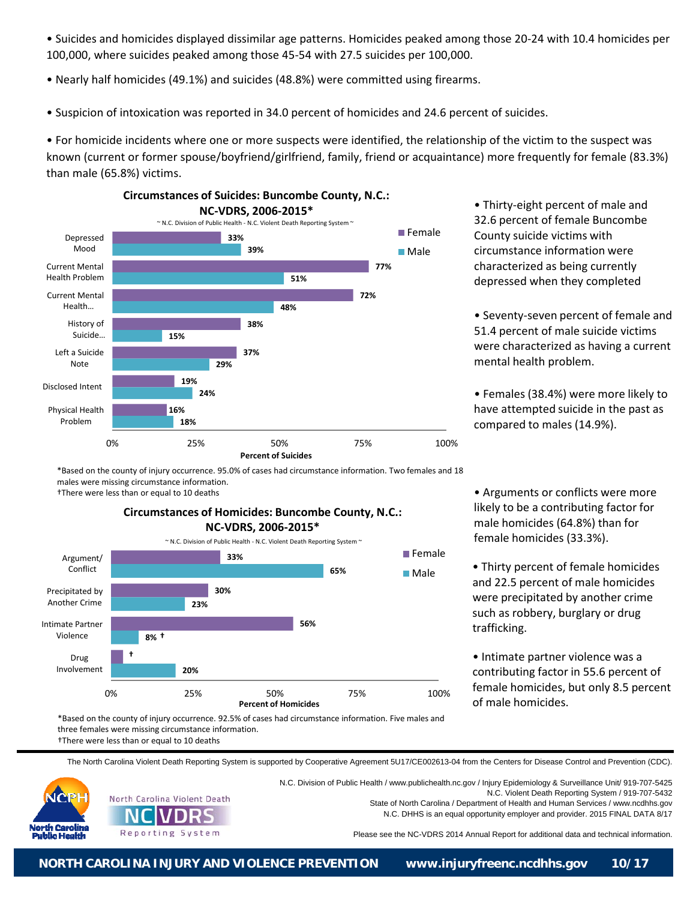• Suicides and homicides displayed dissimilar age patterns. Homicides peaked among those 20-24 with 10.4 homicides per 100,000, where suicides peaked among those 45-54 with 27.5 suicides per 100,000.

• Nearly half homicides (49.1%) and suicides (48.8%) were committed using firearms.

• Suspicion of intoxication was reported in 34.0 percent of homicides and 24.6 percent of suicides.

• For homicide incidents where one or more suspects were identified, the relationship of the victim to the suspect was known (current or former spouse/boyfriend/girlfriend, family, friend or acquaintance) more frequently for female (83.3%) than male (65.8%) victims.

**Circumstances of Suicides: Buncombe County, N.C.: NC-VDRS, 2006-2015***

~ N.C. Division of Public Health - N.C. Violent Death Reporting System ~

Female
Male

Depressed Mood: 33%, 39%
Current Mental Health Problem: 77%, 51%
Current Mental Health...: 72%, 48%
History of Suicide...: 38%, 15%
Left a Suicide Note: 37%, 29%
Disclosed Intent: 19%, 24%
Physical Health Problem: 16%, 18%

0% 25% 50% 75% 100%

Percent of Suicides

*Based on the county of injury occurrence. 95.0% of cases had circumstance information. Two females and 18 males were missing circumstance information.
†There were less than or equal to 10 deaths

• Thirty-eight percent of male and 32.6 percent of female Buncombe County suicide victims with circumstance information were characterized as being currently depressed when they completed

• Seventy-seven percent of female and 51.4 percent of male suicide victims were characterized as having a current mental health problem.

• Females (38.4%) were more likely to have attempted suicide in the past as compared to males (14.9%).

**Circumstances of Homicides: Buncombe County, N.C.: NC-VDRS, 2006-2015***

~ N.C. Division of Public Health - N.C. Violent Death Reporting System ~

Female
Male

Argument/ Conflict: 33%, 65%
Precipitated by Another Crime: 30%, 23%
Intimate Partner Violence: 56%, 8% †
Drug Involvement: †, 20%

0% 25% 50% 75% 100%

Percent of Homicides

*Based on the county of injury occurrence. 92.5% of cases had circumstance information. Five males and three females were missing circumstance information.
†There were less than or equal to 10 deaths

• Arguments or conflicts were more likely to be a contributing factor for male homicides (64.8%) than for female homicides (33.3%).

• Thirty percent of female homicides and 22.5 percent of male homicides were precipitated by another crime such as robbery, burglary or drug trafficking.

• Intimate partner violence was a contributing factor in 55.6 percent of female homicides, but only 8.5 percent of male homicides.

The North Carolina Violent Death Reporting System is supported by Cooperative Agreement 5U17/CE002613-04 from the Centers for Disease Control and Prevention (CDC).

N.C. Division of Public Health / www.publichealth.nc.gov / Injury Epidemiology & Surveillance Unit/ 919-707-5425
N.C. Violent Death Reporting System / 919-707-5432
State of North Carolina / Department of Health and Human Services / www.ncdhhs.gov
N.C. DHHS is an equal opportunity employer and provider. 2015 FINAL DATA 8/17

Please see the NC-VDRS 2014 Annual Report for additional data and technical information.

NORTH CAROLINA INJURY AND VIOLENCE PREVENTION www.injuryfreenc.ncdhhs.gov 10/17